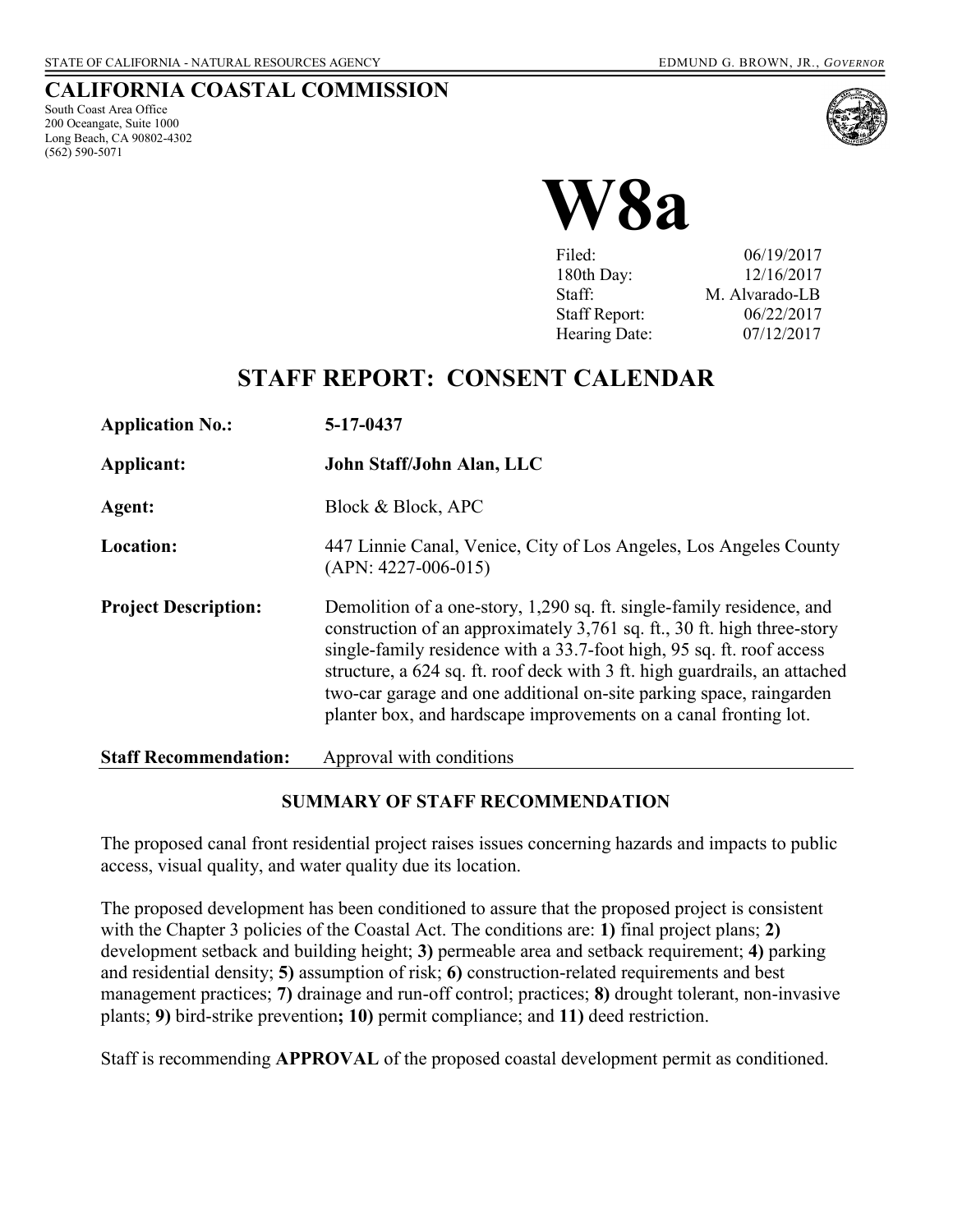STATE OF CALIFORNIA - NATURAL RESOURCES AGENCY

EDMUND G. BROWN, JR., *GOVERNOR*

# CALIFORNIA COASTAL COMMISSION

South Coast Area Office
200 Oceangate, Suite 1000
Long Beach, CA 90802-4302
(562) 590-5071

# W8a

| | |
|---|---|
| Filed: | 06/19/2017 |
| 180th Day: | 12/16/2017 |
| Staff: | M. Alvarado-LB |
| Staff Report: | 06/22/2017 |
| Hearing Date: | 07/12/2017 |

## STAFF REPORT: CONSENT CALENDAR

**Application No.:** **5-17-0437**

**Applicant:** **John Staff/John Alan, LLC**

**Agent:** Block & Block, APC

**Location:** 447 Linnie Canal, Venice, City of Los Angeles, Los Angeles County (APN: 4227-006-015)

**Project Description:** Demolition of a one-story, 1,290 sq. ft. single-family residence, and construction of an approximately 3,761 sq. ft., 30 ft. high three-story single-family residence with a 33.7-foot high, 95 sq. ft. roof access structure, a 624 sq. ft. roof deck with 3 ft. high guardrails, an attached two-car garage and one additional on-site parking space, raingarden planter box, and hardscape improvements on a canal fronting lot.

**Staff Recommendation:** Approval with conditions

### SUMMARY OF STAFF RECOMMENDATION

The proposed canal front residential project raises issues concerning hazards and impacts to public access, visual quality, and water quality due its location.

The proposed development has been conditioned to assure that the proposed project is consistent with the Chapter 3 policies of the Coastal Act. The conditions are: **1)** final project plans; **2)** development setback and building height; **3)** permeable area and setback requirement; **4)** parking and residential density; **5)** assumption of risk; **6)** construction-related requirements and best management practices; **7)** drainage and run-off control; practices; **8)** drought tolerant, non-invasive plants; **9)** bird-strike prevention**; 10)** permit compliance; and **11)** deed restriction.

Staff is recommending **APPROVAL** of the proposed coastal development permit as conditioned.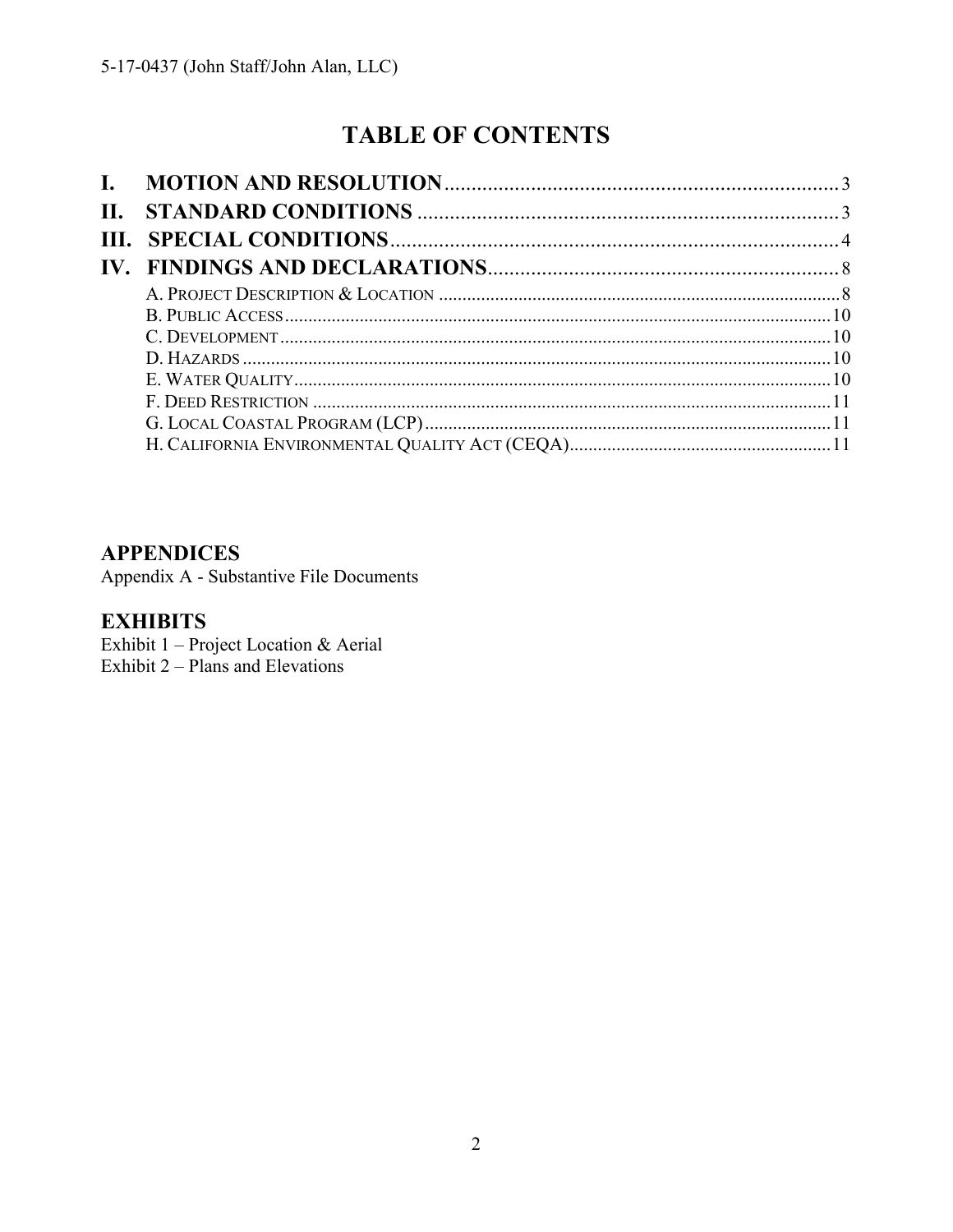# TABLE OF CONTENTS

**I. MOTION AND RESOLUTION** ........................................................ 3
**II. STANDARD CONDITIONS** ........................................................ 3
**III. SPECIAL CONDITIONS** ........................................................ 4
**IV. FINDINGS AND DECLARATIONS** ........................................................ 8

- A. PROJECT DESCRIPTION & LOCATION ........................................................ 8
- B. PUBLIC ACCESS ........................................................ 10
- C. DEVELOPMENT ........................................................ 10
- D. HAZARDS ........................................................ 10
- E. WATER QUALITY ........................................................ 10
- F. DEED RESTRICTION ........................................................ 11
- G. LOCAL COASTAL PROGRAM (LCP) ........................................................ 11
- H. CALIFORNIA ENVIRONMENTAL QUALITY ACT (CEQA) ........................................................ 11

## APPENDICES

Appendix A - Substantive File Documents

## EXHIBITS

Exhibit 1 – Project Location & Aerial
Exhibit 2 – Plans and Elevations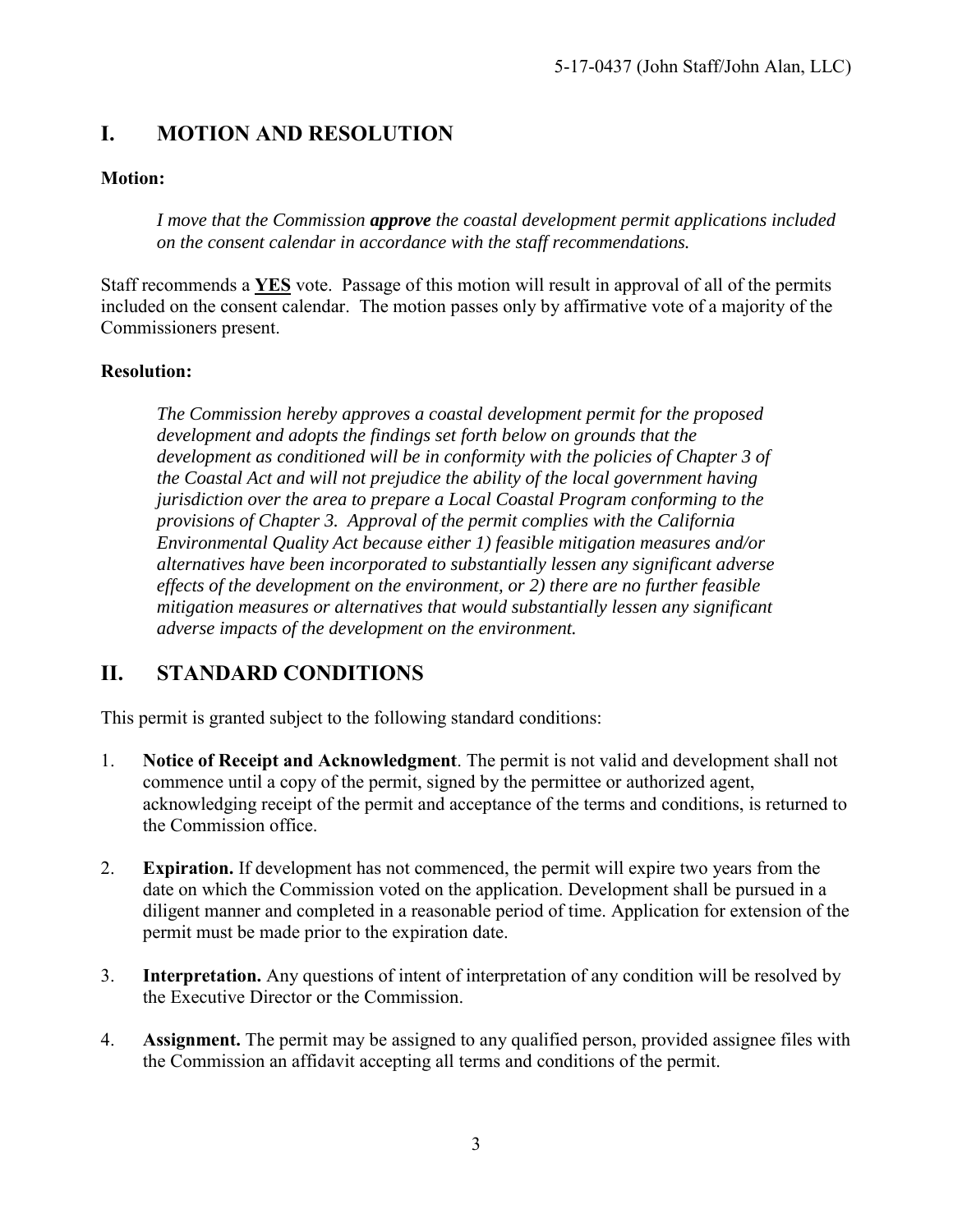## I. MOTION AND RESOLUTION

**Motion:**

> *I move that the Commission **approve** the coastal development permit applications included on the consent calendar in accordance with the staff recommendations.*

Staff recommends a **YES** vote. Passage of this motion will result in approval of all of the permits included on the consent calendar. The motion passes only by affirmative vote of a majority of the Commissioners present.

**Resolution:**

> *The Commission hereby approves a coastal development permit for the proposed development and adopts the findings set forth below on grounds that the development as conditioned will be in conformity with the policies of Chapter 3 of the Coastal Act and will not prejudice the ability of the local government having jurisdiction over the area to prepare a Local Coastal Program conforming to the provisions of Chapter 3. Approval of the permit complies with the California Environmental Quality Act because either 1) feasible mitigation measures and/or alternatives have been incorporated to substantially lessen any significant adverse effects of the development on the environment, or 2) there are no further feasible mitigation measures or alternatives that would substantially lessen any significant adverse impacts of the development on the environment.*

## II. STANDARD CONDITIONS

This permit is granted subject to the following standard conditions:

1. **Notice of Receipt and Acknowledgment**. The permit is not valid and development shall not commence until a copy of the permit, signed by the permittee or authorized agent, acknowledging receipt of the permit and acceptance of the terms and conditions, is returned to the Commission office.

2. **Expiration.** If development has not commenced, the permit will expire two years from the date on which the Commission voted on the application. Development shall be pursued in a diligent manner and completed in a reasonable period of time. Application for extension of the permit must be made prior to the expiration date.

3. **Interpretation.** Any questions of intent of interpretation of any condition will be resolved by the Executive Director or the Commission.

4. **Assignment.** The permit may be assigned to any qualified person, provided assignee files with the Commission an affidavit accepting all terms and conditions of the permit.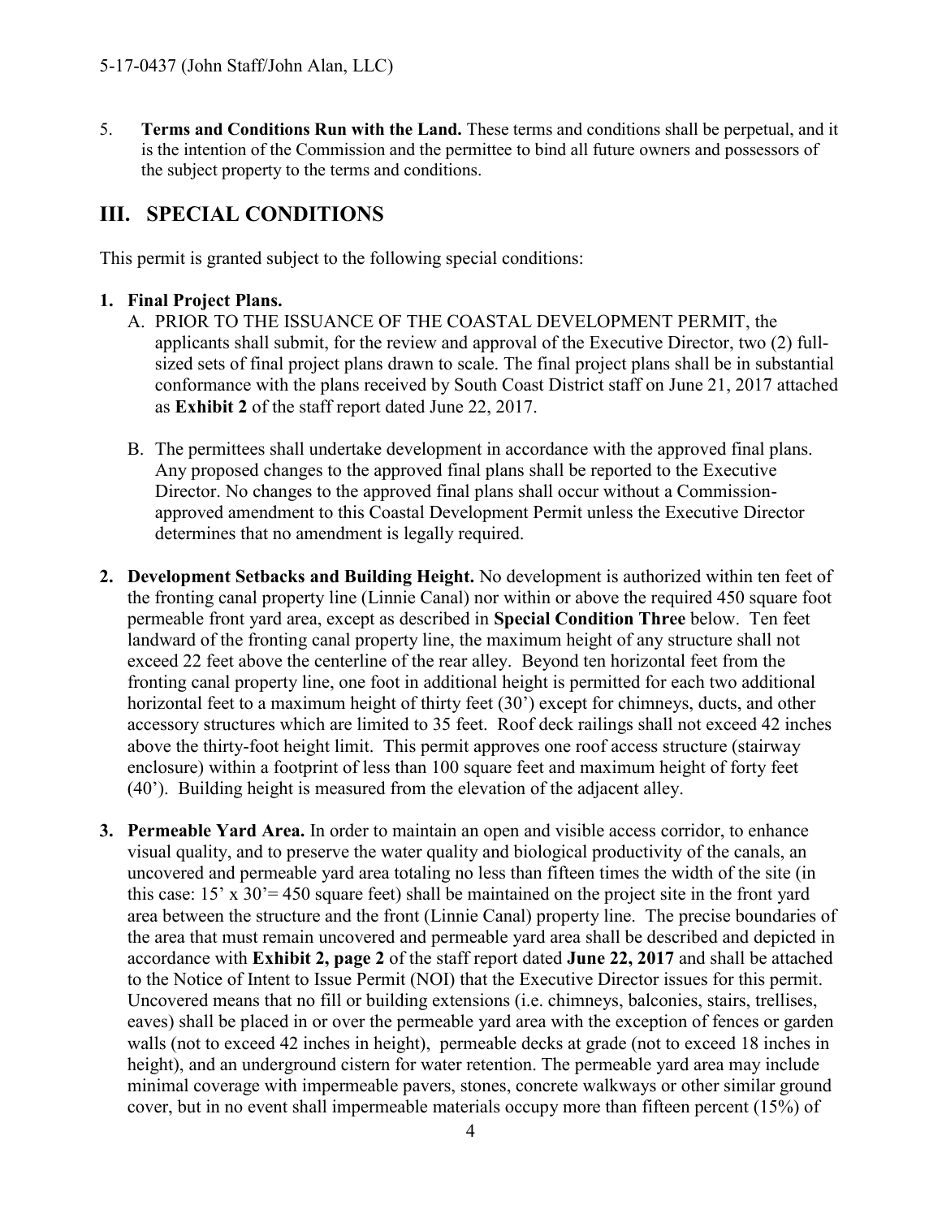5. **Terms and Conditions Run with the Land.** These terms and conditions shall be perpetual, and it is the intention of the Commission and the permittee to bind all future owners and possessors of the subject property to the terms and conditions.

## III. SPECIAL CONDITIONS

This permit is granted subject to the following special conditions:

1. **Final Project Plans.**

   A. PRIOR TO THE ISSUANCE OF THE COASTAL DEVELOPMENT PERMIT, the applicants shall submit, for the review and approval of the Executive Director, two (2) full-sized sets of final project plans drawn to scale. The final project plans shall be in substantial conformance with the plans received by South Coast District staff on June 21, 2017 attached as **Exhibit 2** of the staff report dated June 22, 2017.

   B. The permittees shall undertake development in accordance with the approved final plans. Any proposed changes to the approved final plans shall be reported to the Executive Director. No changes to the approved final plans shall occur without a Commission-approved amendment to this Coastal Development Permit unless the Executive Director determines that no amendment is legally required.

2. **Development Setbacks and Building Height.** No development is authorized within ten feet of the fronting canal property line (Linnie Canal) nor within or above the required 450 square foot permeable front yard area, except as described in **Special Condition Three** below. Ten feet landward of the fronting canal property line, the maximum height of any structure shall not exceed 22 feet above the centerline of the rear alley. Beyond ten horizontal feet from the fronting canal property line, one foot in additional height is permitted for each two additional horizontal feet to a maximum height of thirty feet (30') except for chimneys, ducts, and other accessory structures which are limited to 35 feet. Roof deck railings shall not exceed 42 inches above the thirty-foot height limit. This permit approves one roof access structure (stairway enclosure) within a footprint of less than 100 square feet and maximum height of forty feet (40'). Building height is measured from the elevation of the adjacent alley.

3. **Permeable Yard Area.** In order to maintain an open and visible access corridor, to enhance visual quality, and to preserve the water quality and biological productivity of the canals, an uncovered and permeable yard area totaling no less than fifteen times the width of the site (in this case: 15' x 30'= 450 square feet) shall be maintained on the project site in the front yard area between the structure and the front (Linnie Canal) property line. The precise boundaries of the area that must remain uncovered and permeable yard area shall be described and depicted in accordance with **Exhibit 2, page 2** of the staff report dated **June 22, 2017** and shall be attached to the Notice of Intent to Issue Permit (NOI) that the Executive Director issues for this permit. Uncovered means that no fill or building extensions (i.e. chimneys, balconies, stairs, trellises, eaves) shall be placed in or over the permeable yard area with the exception of fences or garden walls (not to exceed 42 inches in height), permeable decks at grade (not to exceed 18 inches in height), and an underground cistern for water retention. The permeable yard area may include minimal coverage with impermeable pavers, stones, concrete walkways or other similar ground cover, but in no event shall impermeable materials occupy more than fifteen percent (15%) of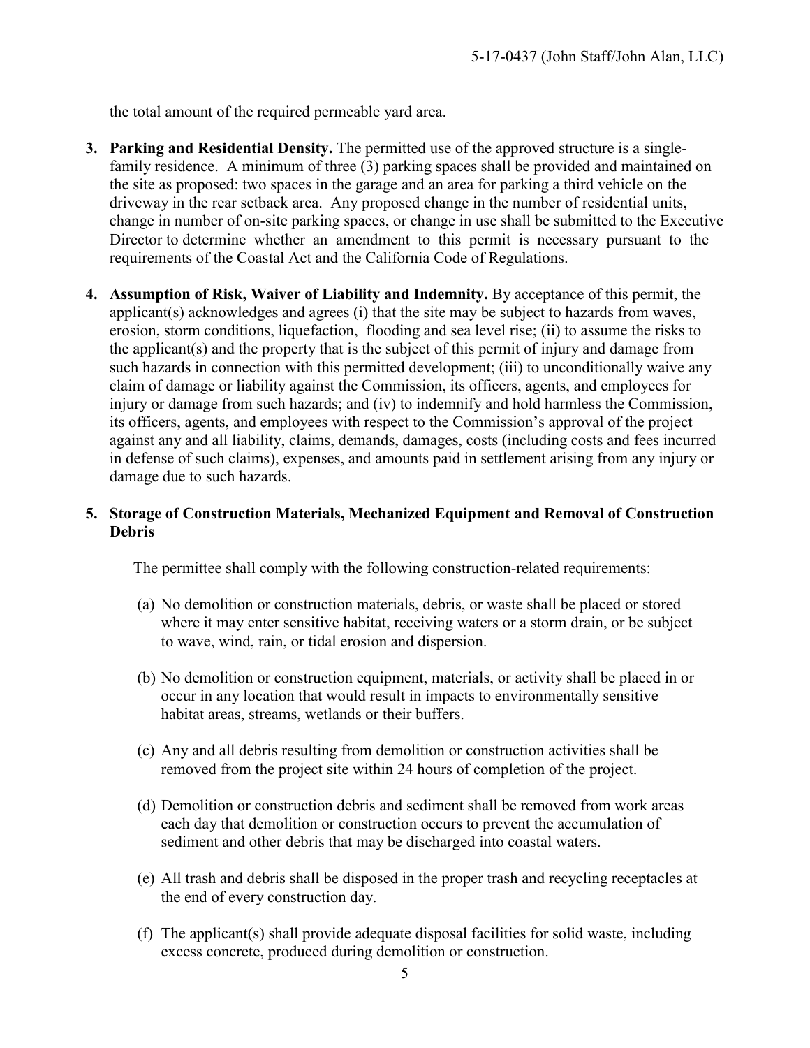the total amount of the required permeable yard area.

3. **Parking and Residential Density.** The permitted use of the approved structure is a single-family residence. A minimum of three (3) parking spaces shall be provided and maintained on the site as proposed: two spaces in the garage and an area for parking a third vehicle on the driveway in the rear setback area. Any proposed change in the number of residential units, change in number of on-site parking spaces, or change in use shall be submitted to the Executive Director to determine whether an amendment to this permit is necessary pursuant to the requirements of the Coastal Act and the California Code of Regulations.

4. **Assumption of Risk, Waiver of Liability and Indemnity.** By acceptance of this permit, the applicant(s) acknowledges and agrees (i) that the site may be subject to hazards from waves, erosion, storm conditions, liquefaction, flooding and sea level rise; (ii) to assume the risks to the applicant(s) and the property that is the subject of this permit of injury and damage from such hazards in connection with this permitted development; (iii) to unconditionally waive any claim of damage or liability against the Commission, its officers, agents, and employees for injury or damage from such hazards; and (iv) to indemnify and hold harmless the Commission, its officers, agents, and employees with respect to the Commission's approval of the project against any and all liability, claims, demands, damages, costs (including costs and fees incurred in defense of such claims), expenses, and amounts paid in settlement arising from any injury or damage due to such hazards.

5. **Storage of Construction Materials, Mechanized Equipment and Removal of Construction Debris**

   The permittee shall comply with the following construction-related requirements:

   (a) No demolition or construction materials, debris, or waste shall be placed or stored where it may enter sensitive habitat, receiving waters or a storm drain, or be subject to wave, wind, rain, or tidal erosion and dispersion.

   (b) No demolition or construction equipment, materials, or activity shall be placed in or occur in any location that would result in impacts to environmentally sensitive habitat areas, streams, wetlands or their buffers.

   (c) Any and all debris resulting from demolition or construction activities shall be removed from the project site within 24 hours of completion of the project.

   (d) Demolition or construction debris and sediment shall be removed from work areas each day that demolition or construction occurs to prevent the accumulation of sediment and other debris that may be discharged into coastal waters.

   (e) All trash and debris shall be disposed in the proper trash and recycling receptacles at the end of every construction day.

   (f) The applicant(s) shall provide adequate disposal facilities for solid waste, including excess concrete, produced during demolition or construction.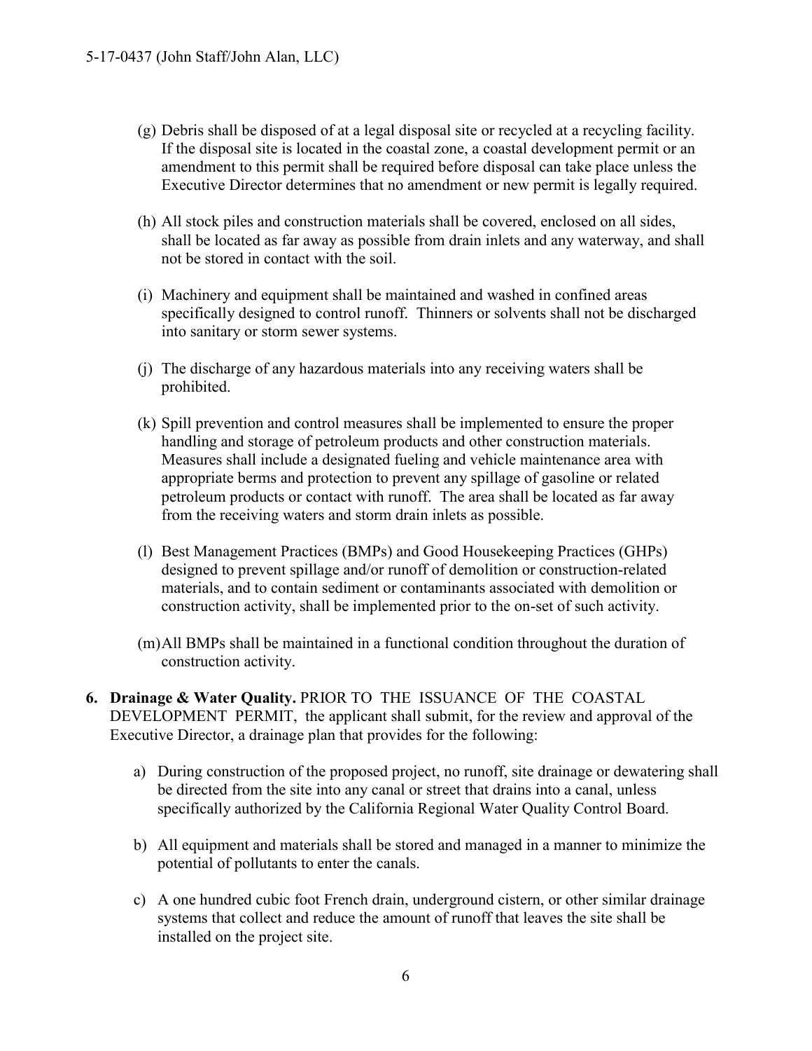(g) Debris shall be disposed of at a legal disposal site or recycled at a recycling facility. If the disposal site is located in the coastal zone, a coastal development permit or an amendment to this permit shall be required before disposal can take place unless the Executive Director determines that no amendment or new permit is legally required.

(h) All stock piles and construction materials shall be covered, enclosed on all sides, shall be located as far away as possible from drain inlets and any waterway, and shall not be stored in contact with the soil.

(i) Machinery and equipment shall be maintained and washed in confined areas specifically designed to control runoff. Thinners or solvents shall not be discharged into sanitary or storm sewer systems.

(j) The discharge of any hazardous materials into any receiving waters shall be prohibited.

(k) Spill prevention and control measures shall be implemented to ensure the proper handling and storage of petroleum products and other construction materials. Measures shall include a designated fueling and vehicle maintenance area with appropriate berms and protection to prevent any spillage of gasoline or related petroleum products or contact with runoff. The area shall be located as far away from the receiving waters and storm drain inlets as possible.

(l) Best Management Practices (BMPs) and Good Housekeeping Practices (GHPs) designed to prevent spillage and/or runoff of demolition or construction-related materials, and to contain sediment or contaminants associated with demolition or construction activity, shall be implemented prior to the on-set of such activity.

(m) All BMPs shall be maintained in a functional condition throughout the duration of construction activity.

6. **Drainage & Water Quality.** PRIOR TO THE ISSUANCE OF THE COASTAL DEVELOPMENT PERMIT, the applicant shall submit, for the review and approval of the Executive Director, a drainage plan that provides for the following:

   a) During construction of the proposed project, no runoff, site drainage or dewatering shall be directed from the site into any canal or street that drains into a canal, unless specifically authorized by the California Regional Water Quality Control Board.

   b) All equipment and materials shall be stored and managed in a manner to minimize the potential of pollutants to enter the canals.

   c) A one hundred cubic foot French drain, underground cistern, or other similar drainage systems that collect and reduce the amount of runoff that leaves the site shall be installed on the project site.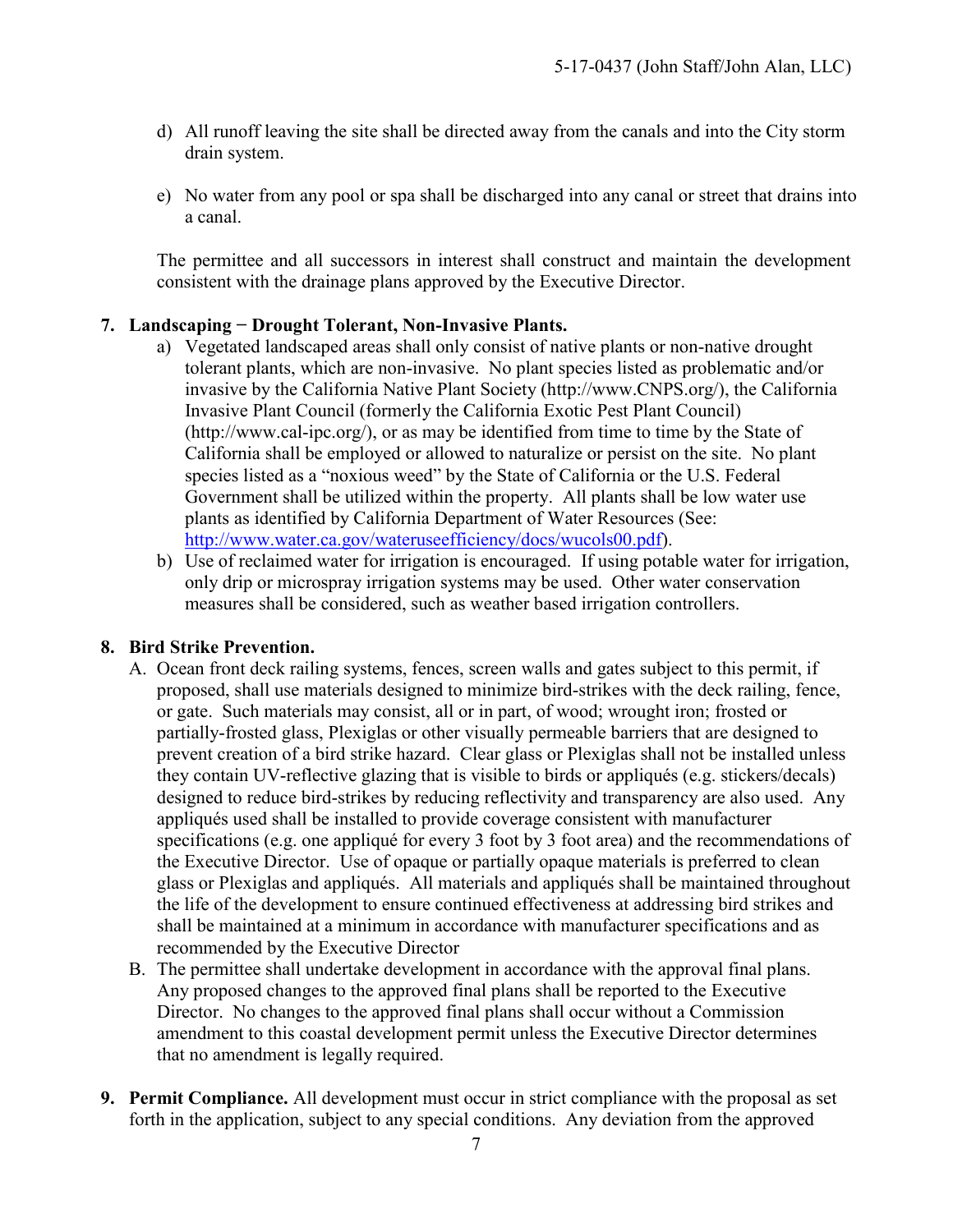d) All runoff leaving the site shall be directed away from the canals and into the City storm drain system.

e) No water from any pool or spa shall be discharged into any canal or street that drains into a canal.

The permittee and all successors in interest shall construct and maintain the development consistent with the drainage plans approved by the Executive Director.

7. **Landscaping − Drought Tolerant, Non-Invasive Plants.**

   a) Vegetated landscaped areas shall only consist of native plants or non-native drought tolerant plants, which are non-invasive. No plant species listed as problematic and/or invasive by the California Native Plant Society (http://www.CNPS.org/), the California Invasive Plant Council (formerly the California Exotic Pest Plant Council) (http://www.cal-ipc.org/), or as may be identified from time to time by the State of California shall be employed or allowed to naturalize or persist on the site. No plant species listed as a "noxious weed" by the State of California or the U.S. Federal Government shall be utilized within the property. All plants shall be low water use plants as identified by California Department of Water Resources (See: [http://www.water.ca.gov/wateruseefficiency/docs/wucols00.pdf](http://www.water.ca.gov/wateruseefficiency/docs/wucols00.pdf)).

   b) Use of reclaimed water for irrigation is encouraged. If using potable water for irrigation, only drip or microspray irrigation systems may be used. Other water conservation measures shall be considered, such as weather based irrigation controllers.

8. **Bird Strike Prevention.**

   A. Ocean front deck railing systems, fences, screen walls and gates subject to this permit, if proposed, shall use materials designed to minimize bird-strikes with the deck railing, fence, or gate. Such materials may consist, all or in part, of wood; wrought iron; frosted or partially-frosted glass, Plexiglas or other visually permeable barriers that are designed to prevent creation of a bird strike hazard. Clear glass or Plexiglas shall not be installed unless they contain UV-reflective glazing that is visible to birds or appliqués (e.g. stickers/decals) designed to reduce bird-strikes by reducing reflectivity and transparency are also used. Any appliqués used shall be installed to provide coverage consistent with manufacturer specifications (e.g. one appliqué for every 3 foot by 3 foot area) and the recommendations of the Executive Director. Use of opaque or partially opaque materials is preferred to clean glass or Plexiglas and appliqués. All materials and appliqués shall be maintained throughout the life of the development to ensure continued effectiveness at addressing bird strikes and shall be maintained at a minimum in accordance with manufacturer specifications and as recommended by the Executive Director

   B. The permittee shall undertake development in accordance with the approval final plans. Any proposed changes to the approved final plans shall be reported to the Executive Director. No changes to the approved final plans shall occur without a Commission amendment to this coastal development permit unless the Executive Director determines that no amendment is legally required.

9. **Permit Compliance.** All development must occur in strict compliance with the proposal as set forth in the application, subject to any special conditions. Any deviation from the approved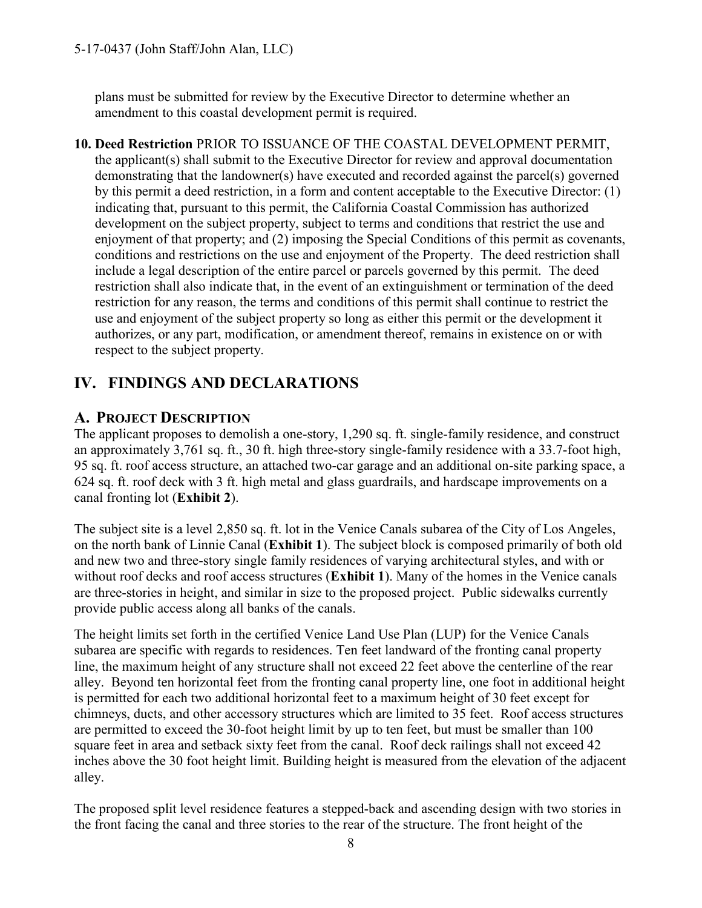plans must be submitted for review by the Executive Director to determine whether an amendment to this coastal development permit is required.

10. **Deed Restriction** PRIOR TO ISSUANCE OF THE COASTAL DEVELOPMENT PERMIT, the applicant(s) shall submit to the Executive Director for review and approval documentation demonstrating that the landowner(s) have executed and recorded against the parcel(s) governed by this permit a deed restriction, in a form and content acceptable to the Executive Director: (1) indicating that, pursuant to this permit, the California Coastal Commission has authorized development on the subject property, subject to terms and conditions that restrict the use and enjoyment of that property; and (2) imposing the Special Conditions of this permit as covenants, conditions and restrictions on the use and enjoyment of the Property. The deed restriction shall include a legal description of the entire parcel or parcels governed by this permit. The deed restriction shall also indicate that, in the event of an extinguishment or termination of the deed restriction for any reason, the terms and conditions of this permit shall continue to restrict the use and enjoyment of the subject property so long as either this permit or the development it authorizes, or any part, modification, or amendment thereof, remains in existence on or with respect to the subject property.

## IV. FINDINGS AND DECLARATIONS

### A. PROJECT DESCRIPTION

The applicant proposes to demolish a one-story, 1,290 sq. ft. single-family residence, and construct an approximately 3,761 sq. ft., 30 ft. high three-story single-family residence with a 33.7-foot high, 95 sq. ft. roof access structure, an attached two-car garage and an additional on-site parking space, a 624 sq. ft. roof deck with 3 ft. high metal and glass guardrails, and hardscape improvements on a canal fronting lot (**Exhibit 2**).

The subject site is a level 2,850 sq. ft. lot in the Venice Canals subarea of the City of Los Angeles, on the north bank of Linnie Canal (**Exhibit 1**). The subject block is composed primarily of both old and new two and three-story single family residences of varying architectural styles, and with or without roof decks and roof access structures (**Exhibit 1**). Many of the homes in the Venice canals are three-stories in height, and similar in size to the proposed project. Public sidewalks currently provide public access along all banks of the canals.

The height limits set forth in the certified Venice Land Use Plan (LUP) for the Venice Canals subarea are specific with regards to residences. Ten feet landward of the fronting canal property line, the maximum height of any structure shall not exceed 22 feet above the centerline of the rear alley. Beyond ten horizontal feet from the fronting canal property line, one foot in additional height is permitted for each two additional horizontal feet to a maximum height of 30 feet except for chimneys, ducts, and other accessory structures which are limited to 35 feet. Roof access structures are permitted to exceed the 30-foot height limit by up to ten feet, but must be smaller than 100 square feet in area and setback sixty feet from the canal. Roof deck railings shall not exceed 42 inches above the 30 foot height limit. Building height is measured from the elevation of the adjacent alley.

The proposed split level residence features a stepped-back and ascending design with two stories in the front facing the canal and three stories to the rear of the structure. The front height of the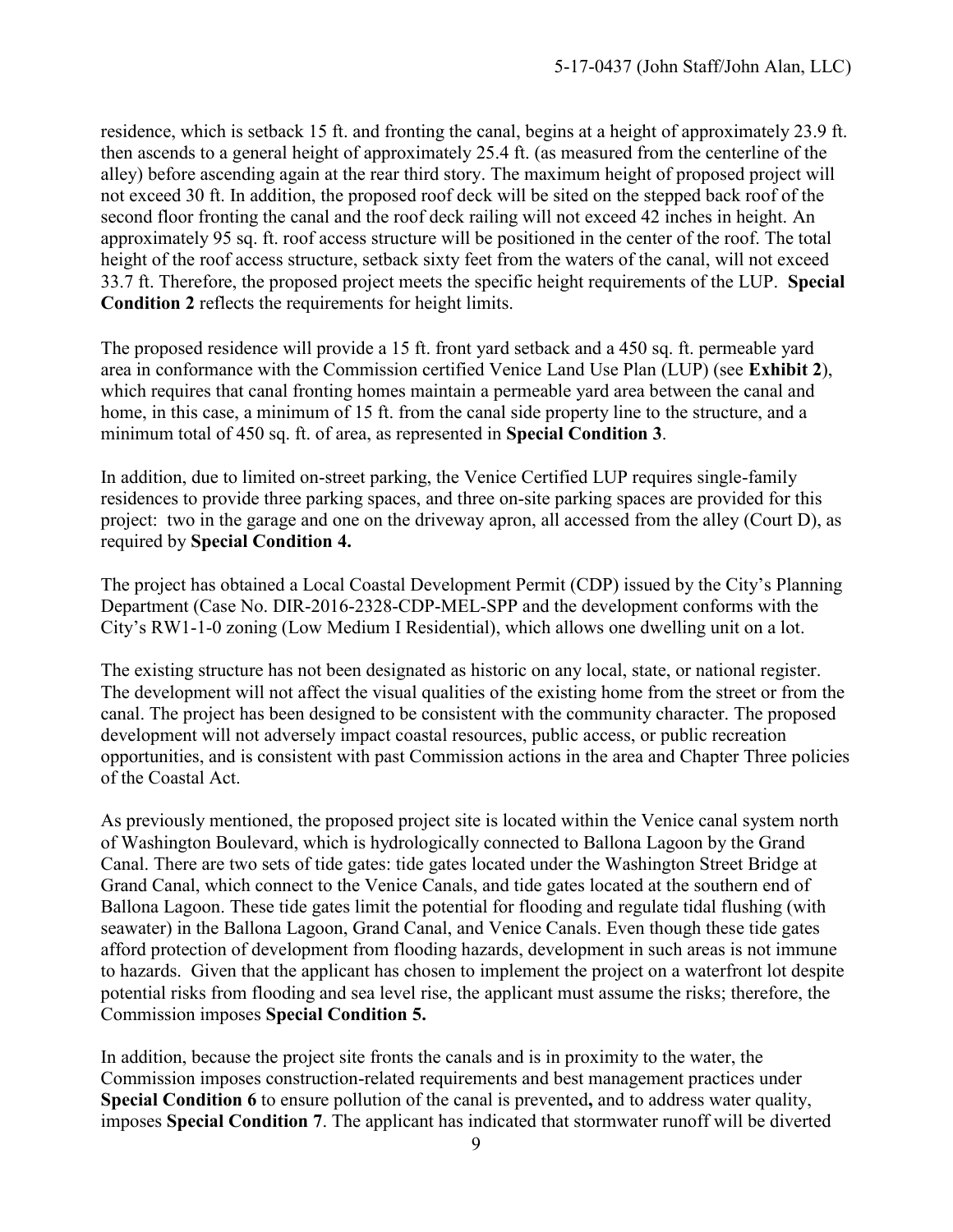residence, which is setback 15 ft. and fronting the canal, begins at a height of approximately 23.9 ft. then ascends to a general height of approximately 25.4 ft. (as measured from the centerline of the alley) before ascending again at the rear third story. The maximum height of proposed project will not exceed 30 ft. In addition, the proposed roof deck will be sited on the stepped back roof of the second floor fronting the canal and the roof deck railing will not exceed 42 inches in height. An approximately 95 sq. ft. roof access structure will be positioned in the center of the roof. The total height of the roof access structure, setback sixty feet from the waters of the canal, will not exceed 33.7 ft. Therefore, the proposed project meets the specific height requirements of the LUP. **Special Condition 2** reflects the requirements for height limits.

The proposed residence will provide a 15 ft. front yard setback and a 450 sq. ft. permeable yard area in conformance with the Commission certified Venice Land Use Plan (LUP) (see **Exhibit 2**), which requires that canal fronting homes maintain a permeable yard area between the canal and home, in this case, a minimum of 15 ft. from the canal side property line to the structure, and a minimum total of 450 sq. ft. of area, as represented in **Special Condition 3**.

In addition, due to limited on-street parking, the Venice Certified LUP requires single-family residences to provide three parking spaces, and three on-site parking spaces are provided for this project: two in the garage and one on the driveway apron, all accessed from the alley (Court D), as required by **Special Condition 4.**

The project has obtained a Local Coastal Development Permit (CDP) issued by the City's Planning Department (Case No. DIR-2016-2328-CDP-MEL-SPP and the development conforms with the City's RW1-1-0 zoning (Low Medium I Residential), which allows one dwelling unit on a lot.

The existing structure has not been designated as historic on any local, state, or national register. The development will not affect the visual qualities of the existing home from the street or from the canal. The project has been designed to be consistent with the community character. The proposed development will not adversely impact coastal resources, public access, or public recreation opportunities, and is consistent with past Commission actions in the area and Chapter Three policies of the Coastal Act.

As previously mentioned, the proposed project site is located within the Venice canal system north of Washington Boulevard, which is hydrologically connected to Ballona Lagoon by the Grand Canal. There are two sets of tide gates: tide gates located under the Washington Street Bridge at Grand Canal, which connect to the Venice Canals, and tide gates located at the southern end of Ballona Lagoon. These tide gates limit the potential for flooding and regulate tidal flushing (with seawater) in the Ballona Lagoon, Grand Canal, and Venice Canals. Even though these tide gates afford protection of development from flooding hazards, development in such areas is not immune to hazards. Given that the applicant has chosen to implement the project on a waterfront lot despite potential risks from flooding and sea level rise, the applicant must assume the risks; therefore, the Commission imposes **Special Condition 5.**

In addition, because the project site fronts the canals and is in proximity to the water, the Commission imposes construction-related requirements and best management practices under **Special Condition 6** to ensure pollution of the canal is prevented**,** and to address water quality, imposes **Special Condition 7**. The applicant has indicated that stormwater runoff will be diverted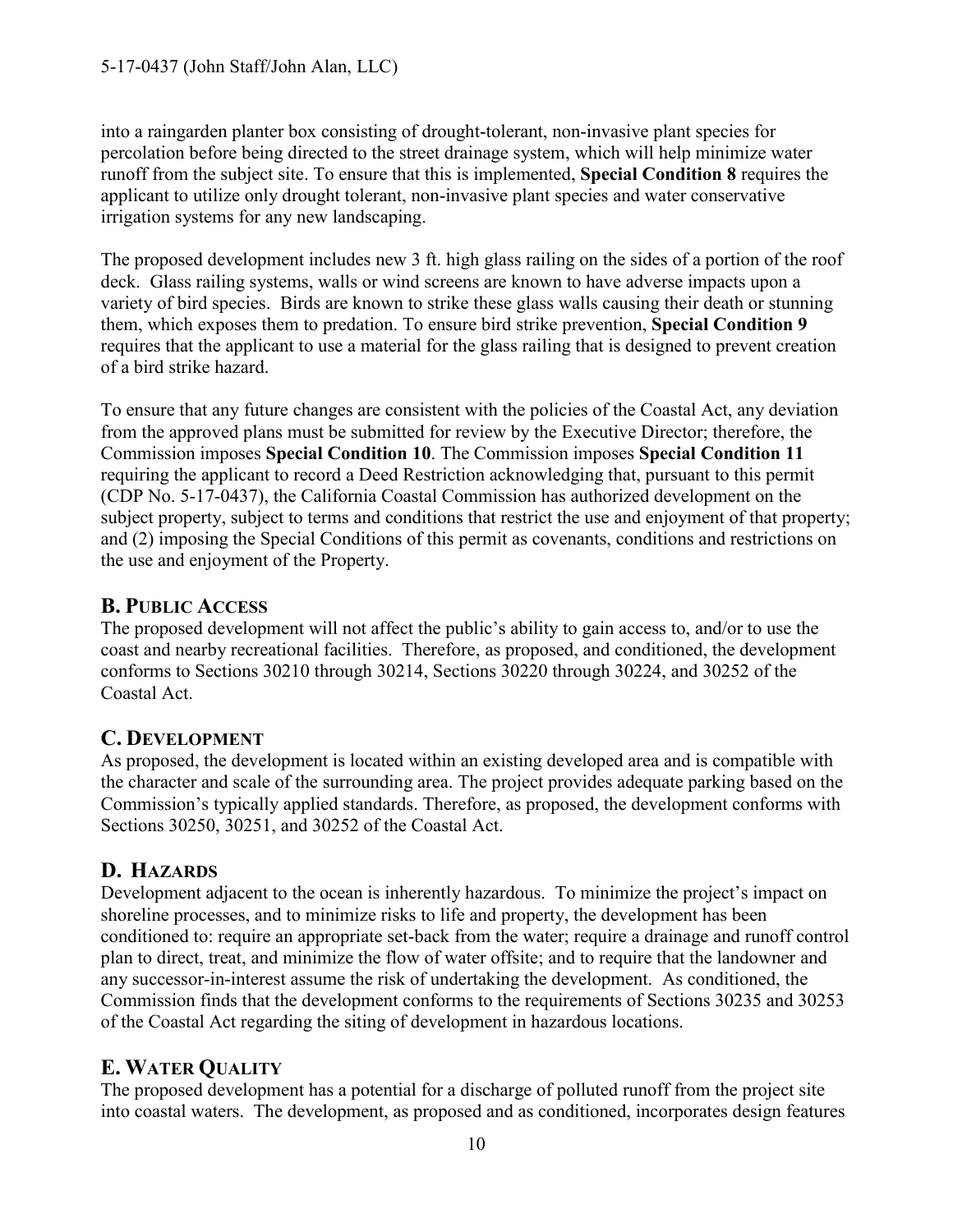into a raingarden planter box consisting of drought-tolerant, non-invasive plant species for percolation before being directed to the street drainage system, which will help minimize water runoff from the subject site. To ensure that this is implemented, **Special Condition 8** requires the applicant to utilize only drought tolerant, non-invasive plant species and water conservative irrigation systems for any new landscaping.

The proposed development includes new 3 ft. high glass railing on the sides of a portion of the roof deck. Glass railing systems, walls or wind screens are known to have adverse impacts upon a variety of bird species. Birds are known to strike these glass walls causing their death or stunning them, which exposes them to predation. To ensure bird strike prevention, **Special Condition 9** requires that the applicant to use a material for the glass railing that is designed to prevent creation of a bird strike hazard.

To ensure that any future changes are consistent with the policies of the Coastal Act, any deviation from the approved plans must be submitted for review by the Executive Director; therefore, the Commission imposes **Special Condition 10**. The Commission imposes **Special Condition 11** requiring the applicant to record a Deed Restriction acknowledging that, pursuant to this permit (CDP No. 5-17-0437), the California Coastal Commission has authorized development on the subject property, subject to terms and conditions that restrict the use and enjoyment of that property; and (2) imposing the Special Conditions of this permit as covenants, conditions and restrictions on the use and enjoyment of the Property.

## B. PUBLIC ACCESS

The proposed development will not affect the public's ability to gain access to, and/or to use the coast and nearby recreational facilities. Therefore, as proposed, and conditioned, the development conforms to Sections 30210 through 30214, Sections 30220 through 30224, and 30252 of the Coastal Act.

## C. DEVELOPMENT

As proposed, the development is located within an existing developed area and is compatible with the character and scale of the surrounding area. The project provides adequate parking based on the Commission's typically applied standards. Therefore, as proposed, the development conforms with Sections 30250, 30251, and 30252 of the Coastal Act.

## D. HAZARDS

Development adjacent to the ocean is inherently hazardous. To minimize the project's impact on shoreline processes, and to minimize risks to life and property, the development has been conditioned to: require an appropriate set-back from the water; require a drainage and runoff control plan to direct, treat, and minimize the flow of water offsite; and to require that the landowner and any successor-in-interest assume the risk of undertaking the development. As conditioned, the Commission finds that the development conforms to the requirements of Sections 30235 and 30253 of the Coastal Act regarding the siting of development in hazardous locations.

## E. WATER QUALITY

The proposed development has a potential for a discharge of polluted runoff from the project site into coastal waters. The development, as proposed and as conditioned, incorporates design features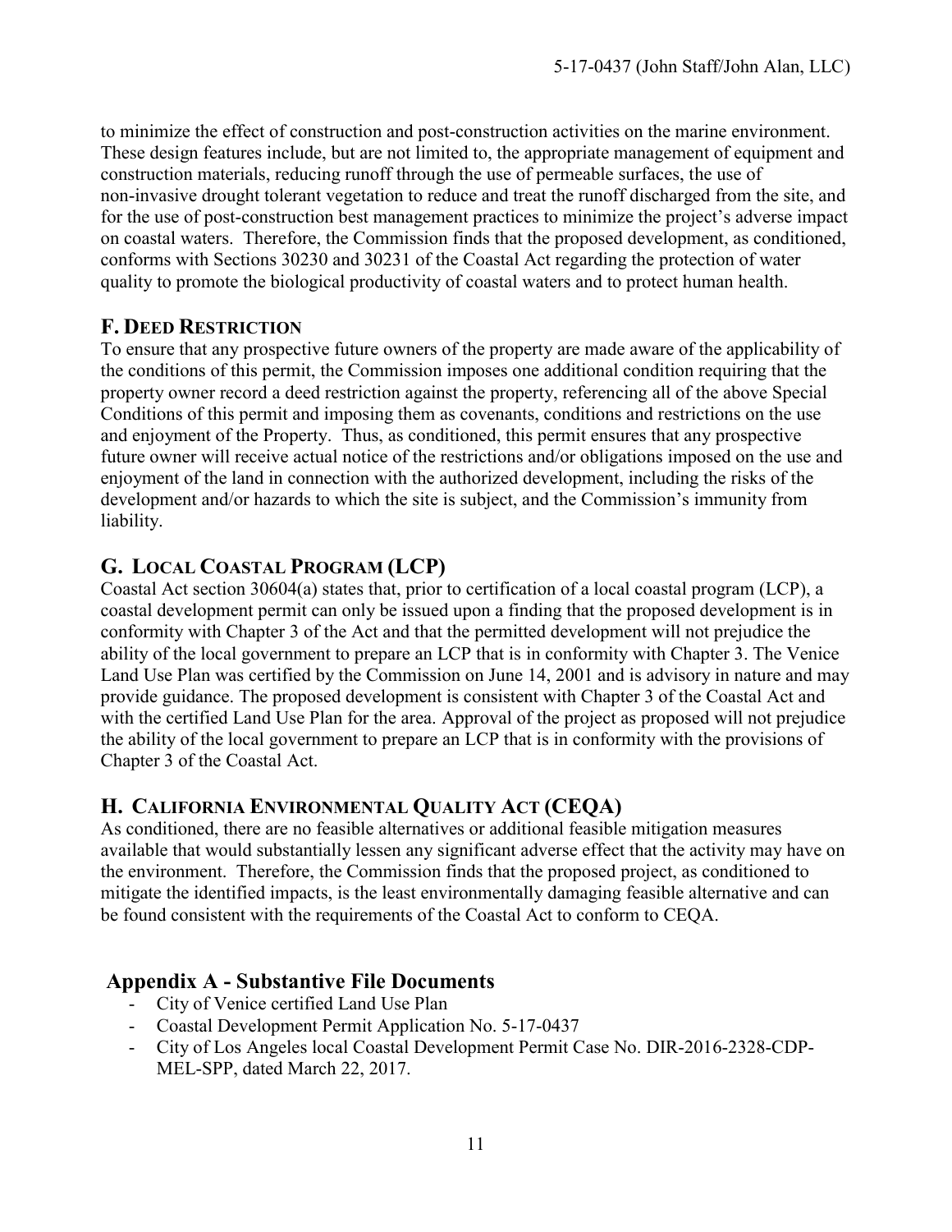to minimize the effect of construction and post-construction activities on the marine environment. These design features include, but are not limited to, the appropriate management of equipment and construction materials, reducing runoff through the use of permeable surfaces, the use of non-invasive drought tolerant vegetation to reduce and treat the runoff discharged from the site, and for the use of post-construction best management practices to minimize the project's adverse impact on coastal waters. Therefore, the Commission finds that the proposed development, as conditioned, conforms with Sections 30230 and 30231 of the Coastal Act regarding the protection of water quality to promote the biological productivity of coastal waters and to protect human health.

## F. DEED RESTRICTION

To ensure that any prospective future owners of the property are made aware of the applicability of the conditions of this permit, the Commission imposes one additional condition requiring that the property owner record a deed restriction against the property, referencing all of the above Special Conditions of this permit and imposing them as covenants, conditions and restrictions on the use and enjoyment of the Property. Thus, as conditioned, this permit ensures that any prospective future owner will receive actual notice of the restrictions and/or obligations imposed on the use and enjoyment of the land in connection with the authorized development, including the risks of the development and/or hazards to which the site is subject, and the Commission's immunity from liability.

## G. LOCAL COASTAL PROGRAM (LCP)

Coastal Act section 30604(a) states that, prior to certification of a local coastal program (LCP), a coastal development permit can only be issued upon a finding that the proposed development is in conformity with Chapter 3 of the Act and that the permitted development will not prejudice the ability of the local government to prepare an LCP that is in conformity with Chapter 3. The Venice Land Use Plan was certified by the Commission on June 14, 2001 and is advisory in nature and may provide guidance. The proposed development is consistent with Chapter 3 of the Coastal Act and with the certified Land Use Plan for the area. Approval of the project as proposed will not prejudice the ability of the local government to prepare an LCP that is in conformity with the provisions of Chapter 3 of the Coastal Act.

## H. CALIFORNIA ENVIRONMENTAL QUALITY ACT (CEQA)

As conditioned, there are no feasible alternatives or additional feasible mitigation measures available that would substantially lessen any significant adverse effect that the activity may have on the environment. Therefore, the Commission finds that the proposed project, as conditioned to mitigate the identified impacts, is the least environmentally damaging feasible alternative and can be found consistent with the requirements of the Coastal Act to conform to CEQA.

## Appendix A - Substantive File Documents

- City of Venice certified Land Use Plan
- Coastal Development Permit Application No. 5-17-0437
- City of Los Angeles local Coastal Development Permit Case No. DIR-2016-2328-CDP-MEL-SPP, dated March 22, 2017.